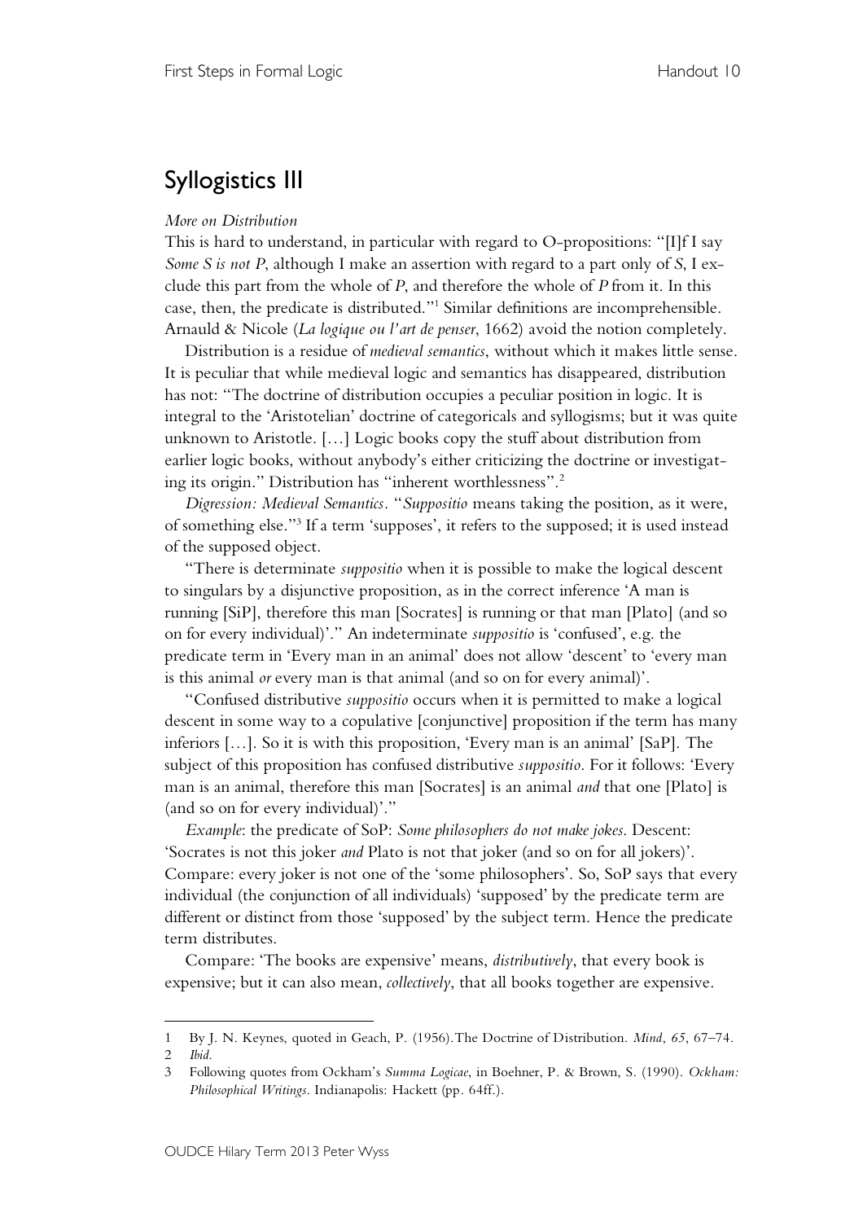# Syllogistics III

*More on Distribution*

This is hard to understand, in particular with regard to O-propositions: "[I]f I say *Some S is not P*, although I make an assertion with regard to a part only of *S*, I exclude this part from the whole of *P*, and therefore the whole of *P* from it. In this case, then, the predicate is distributed."[1] Similar definitions are incomprehensible. Arnauld & Nicole (*La logique ou l'art de penser*, 1662) avoid the notion completely.

Distribution is a residue of *medieval semantics*, without which it makes little sense. It is peculiar that while medieval logic and semantics has disappeared, distribution has not: "The doctrine of distribution occupies a peculiar position in logic. It is integral to the 'Aristotelian' doctrine of categoricals and syllogisms; but it was quite unknown to Aristotle. […] Logic books copy the stuff about distribution from earlier logic books, without anybody's either criticizing the doctrine or investigating its origin." Distribution has "inherent worthlessness".[2]

*Digression: Medieval Semantics*. "*Suppositio* means taking the position, as it were, of something else."[3] If a term 'supposes', it refers to the supposed; it is used instead of the supposed object.

"There is determinate *suppositio* when it is possible to make the logical descent to singulars by a disjunctive proposition, as in the correct inference 'A man is running [SiP], therefore this man [Socrates] is running or that man [Plato] (and so on for every individual)'." An indeterminate *suppositio* is 'confused', e.g. the predicate term in 'Every man in an animal' does not allow 'descent' to 'every man is this animal *or* every man is that animal (and so on for every animal)'.

"Confused distributive *suppositio* occurs when it is permitted to make a logical descent in some way to a copulative [conjunctive] proposition if the term has many inferiors […]. So it is with this proposition, 'Every man is an animal' [SaP]. The subject of this proposition has confused distributive *suppositio*. For it follows: 'Every man is an animal, therefore this man [Socrates] is an animal *and* that one [Plato] is (and so on for every individual)'."

*Example*: the predicate of SoP: *Some philosophers do not make jokes*. Descent: 'Socrates is not this joker *and* Plato is not that joker (and so on for all jokers)'. Compare: every joker is not one of the 'some philosophers'. So, SoP says that every individual (the conjunction of all individuals) 'supposed' by the predicate term are different or distinct from those 'supposed' by the subject term. Hence the predicate term distributes.

Compare: 'The books are expensive' means, *distributively*, that every book is expensive; but it can also mean, *collectively*, that all books together are expensive.

---

1 By J. N. Keynes, quoted in Geach, P. (1956). The Doctrine of Distribution. *Mind*, *65*, 67–74.

2 *Ibid*.

3 Following quotes from Ockham's *Summa Logicae*, in Boehner, P. & Brown, S. (1990). *Ockham: Philosophical Writings*. Indianapolis: Hackett (pp. 64ff.).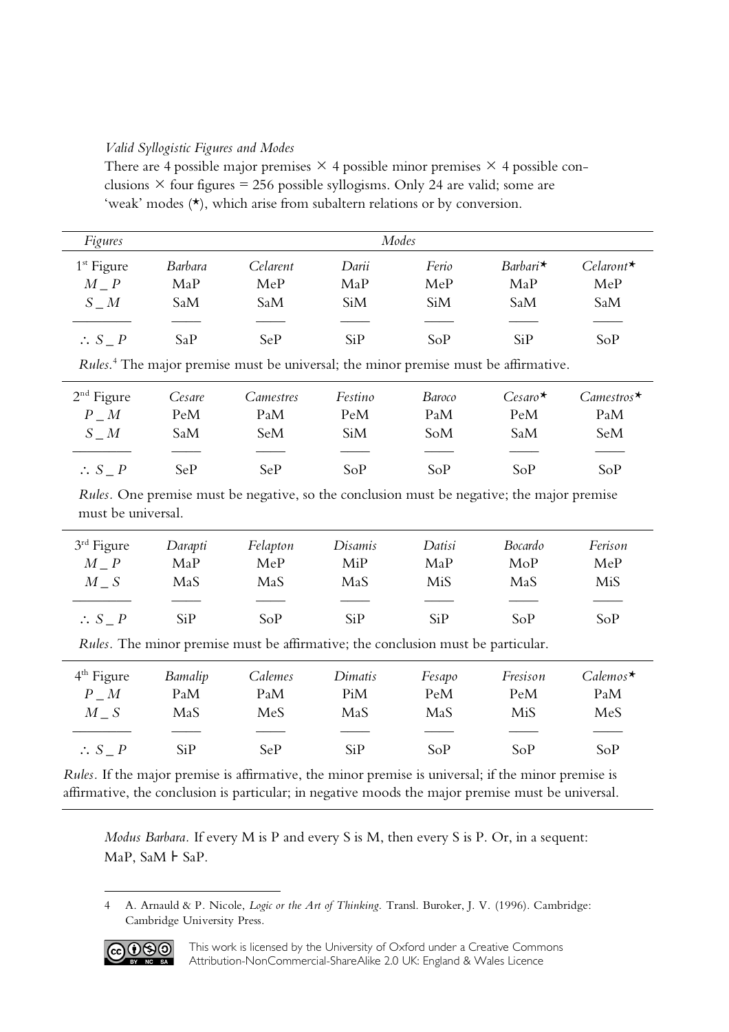*Valid Syllogistic Figures and Modes*

There are 4 possible major premises × 4 possible minor premises × 4 possible conclusions × four figures = 256 possible syllogisms. Only 24 are valid; some are 'weak' modes (*), which arise from subaltern relations or by conversion.

| *Figures* | *Modes* | | | | | |
|---|---|---|---|---|---|---|
| 1st Figure | *Barbara* | *Celarent* | *Darii* | *Ferio* | *Barbari** | *Celaront** |
| *M* _ *P* | MaP | MeP | MaP | MeP | MaP | MeP |
| *S* _ *M* | SaM | SaM | SiM | SiM | SaM | SaM |
| ∴ *S* _ *P* | SaP | SeP | SiP | SoP | SiP | SoP |
| *Rules.*[4] The major premise must be universal; the minor premise must be affirmative. | | | | | | |
| 2nd Figure | *Cesare* | *Camestres* | *Festino* | *Baroco* | *Cesaro** | *Camestros** |
| *P* _ *M* | PeM | PaM | PeM | PaM | PeM | PaM |
| *S* _ *M* | SaM | SeM | SiM | SoM | SaM | SeM |
| ∴ *S* _ *P* | SeP | SeP | SoP | SoP | SoP | SoP |
| *Rules.* One premise must be negative, so the conclusion must be negative; the major premise must be universal. | | | | | | |
| 3rd Figure | *Darapti* | *Felapton* | *Disamis* | *Datisi* | *Bocardo* | *Ferison* |
| *M* _ *P* | MaP | MeP | MiP | MaP | MoP | MeP |
| *M* _ *S* | MaS | MaS | MaS | MiS | MaS | MiS |
| ∴ *S* _ *P* | SiP | SoP | SiP | SiP | SoP | SoP |
| *Rules.* The minor premise must be affirmative; the conclusion must be particular. | | | | | | |
| 4th Figure | *Bamalip* | *Calemes* | *Dimatis* | *Fesapo* | *Fresison* | *Calemos** |
| *P* _ *M* | PaM | PaM | PiM | PeM | PeM | PaM |
| *M* _ *S* | MaS | MeS | MaS | MaS | MiS | MeS |
| ∴ *S* _ *P* | SiP | SeP | SiP | SoP | SoP | SoP |

*Rules.* If the major premise is affirmative, the minor premise is universal; if the minor premise is affirmative, the conclusion is particular; in negative moods the major premise must be universal.

*Modus Barbara.* If every M is P and every S is M, then every S is P. Or, in a sequent: MaP, SaM ⊦ SaP.

---

4 A. Arnauld & P. Nicole, *Logic or the Art of Thinking.* Transl. Buroker, J. V. (1996). Cambridge: Cambridge University Press.

This work is licensed by the University of Oxford under a Creative Commons Attribution-NonCommercial-ShareAlike 2.0 UK: England & Wales Licence